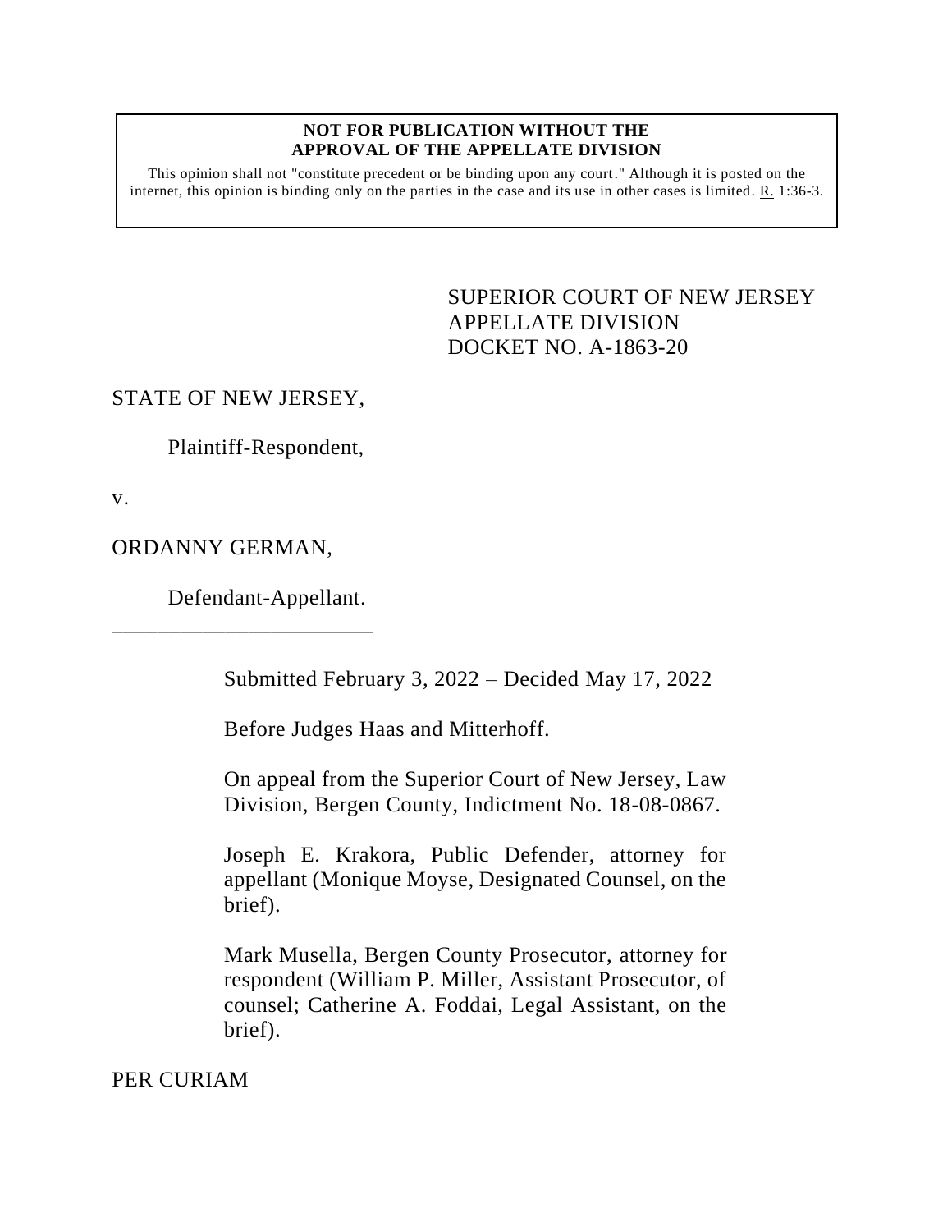**NOT FOR PUBLICATION WITHOUT THE APPROVAL OF THE APPELLATE DIVISION**

This opinion shall not "constitute precedent or be binding upon any court." Although it is posted on the internet, this opinion is binding only on the parties in the case and its use in other cases is limited. R. 1:36-3.

SUPERIOR COURT OF NEW JERSEY
APPELLATE DIVISION
DOCKET NO. A-1863-20

STATE OF NEW JERSEY,

Plaintiff-Respondent,

v.

ORDANNY GERMAN,

Defendant-Appellant.

_______________________

Submitted February 3, 2022 – Decided May 17, 2022

Before Judges Haas and Mitterhoff.

On appeal from the Superior Court of New Jersey, Law Division, Bergen County, Indictment No. 18-08-0867.

Joseph E. Krakora, Public Defender, attorney for appellant (Monique Moyse, Designated Counsel, on the brief).

Mark Musella, Bergen County Prosecutor, attorney for respondent (William P. Miller, Assistant Prosecutor, of counsel; Catherine A. Foddai, Legal Assistant, on the brief).

PER CURIAM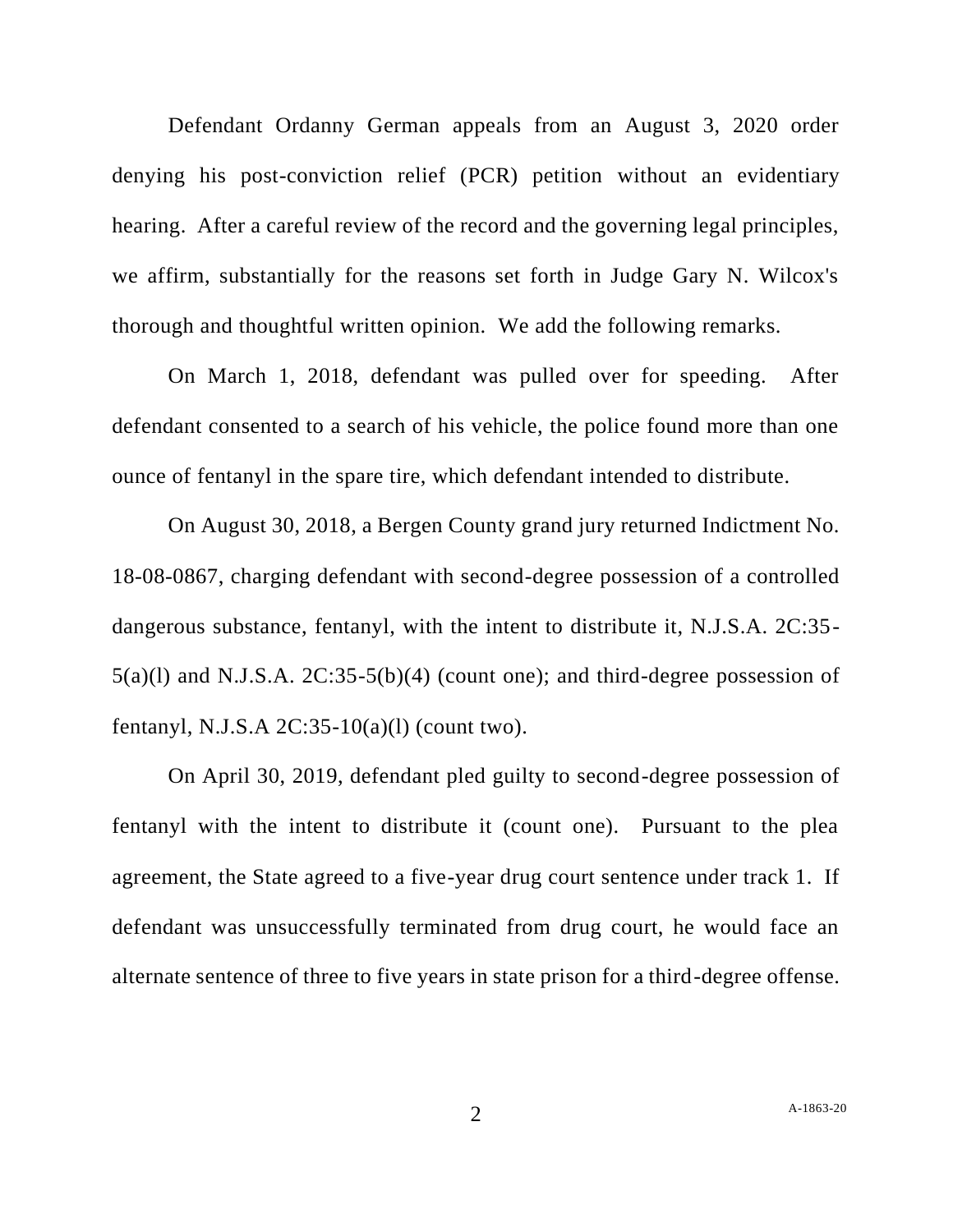Defendant Ordanny German appeals from an August 3, 2020 order denying his post-conviction relief (PCR) petition without an evidentiary hearing. After a careful review of the record and the governing legal principles, we affirm, substantially for the reasons set forth in Judge Gary N. Wilcox's thorough and thoughtful written opinion. We add the following remarks.

On March 1, 2018, defendant was pulled over for speeding. After defendant consented to a search of his vehicle, the police found more than one ounce of fentanyl in the spare tire, which defendant intended to distribute.

On August 30, 2018, a Bergen County grand jury returned Indictment No. 18-08-0867, charging defendant with second-degree possession of a controlled dangerous substance, fentanyl, with the intent to distribute it, N.J.S.A. 2C:35-5(a)(l) and N.J.S.A. 2C:35-5(b)(4) (count one); and third-degree possession of fentanyl, N.J.S.A 2C:35-10(a)(l) (count two).

On April 30, 2019, defendant pled guilty to second-degree possession of fentanyl with the intent to distribute it (count one). Pursuant to the plea agreement, the State agreed to a five-year drug court sentence under track 1. If defendant was unsuccessfully terminated from drug court, he would face an alternate sentence of three to five years in state prison for a third-degree offense.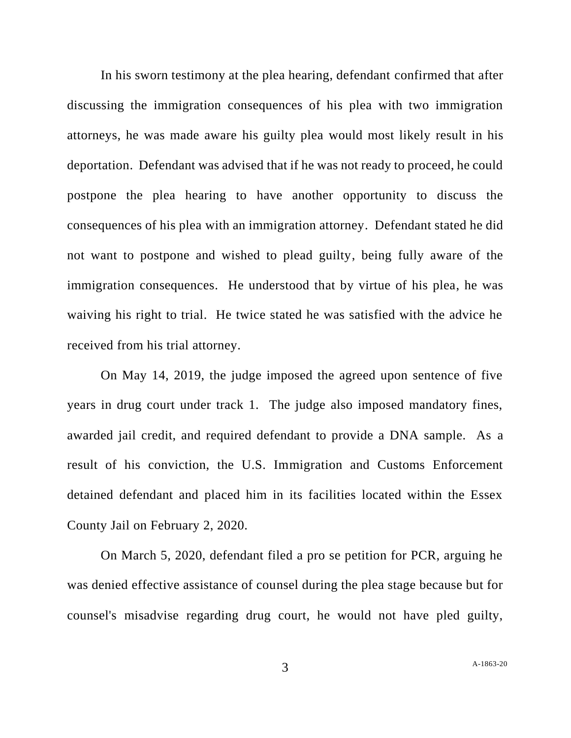In his sworn testimony at the plea hearing, defendant confirmed that after discussing the immigration consequences of his plea with two immigration attorneys, he was made aware his guilty plea would most likely result in his deportation. Defendant was advised that if he was not ready to proceed, he could postpone the plea hearing to have another opportunity to discuss the consequences of his plea with an immigration attorney. Defendant stated he did not want to postpone and wished to plead guilty, being fully aware of the immigration consequences. He understood that by virtue of his plea, he was waiving his right to trial. He twice stated he was satisfied with the advice he received from his trial attorney.

On May 14, 2019, the judge imposed the agreed upon sentence of five years in drug court under track 1. The judge also imposed mandatory fines, awarded jail credit, and required defendant to provide a DNA sample. As a result of his conviction, the U.S. Immigration and Customs Enforcement detained defendant and placed him in its facilities located within the Essex County Jail on February 2, 2020.

On March 5, 2020, defendant filed a pro se petition for PCR, arguing he was denied effective assistance of counsel during the plea stage because but for counsel's misadvise regarding drug court, he would not have pled guilty,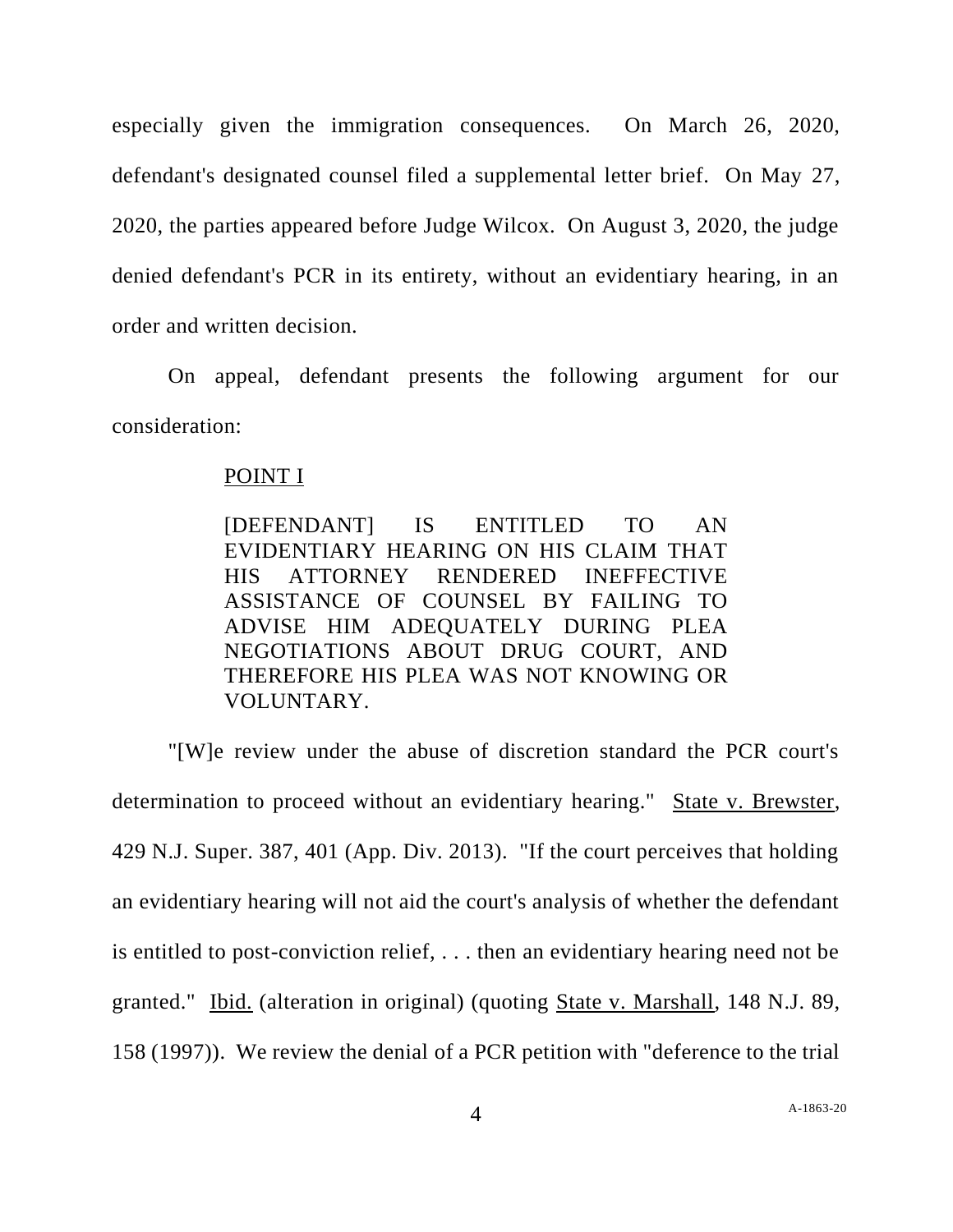especially given the immigration consequences. On March 26, 2020, defendant's designated counsel filed a supplemental letter brief. On May 27, 2020, the parties appeared before Judge Wilcox. On August 3, 2020, the judge denied defendant's PCR in its entirety, without an evidentiary hearing, in an order and written decision.

On appeal, defendant presents the following argument for our consideration:

> POINT I
>
> [DEFENDANT] IS ENTITLED TO AN EVIDENTIARY HEARING ON HIS CLAIM THAT HIS ATTORNEY RENDERED INEFFECTIVE ASSISTANCE OF COUNSEL BY FAILING TO ADVISE HIM ADEQUATELY DURING PLEA NEGOTIATIONS ABOUT DRUG COURT, AND THEREFORE HIS PLEA WAS NOT KNOWING OR VOLUNTARY.

"[W]e review under the abuse of discretion standard the PCR court's determination to proceed without an evidentiary hearing." State v. Brewster, 429 N.J. Super. 387, 401 (App. Div. 2013). "If the court perceives that holding an evidentiary hearing will not aid the court's analysis of whether the defendant is entitled to post-conviction relief, . . . then an evidentiary hearing need not be granted." Ibid. (alteration in original) (quoting State v. Marshall, 148 N.J. 89, 158 (1997)). We review the denial of a PCR petition with "deference to the trial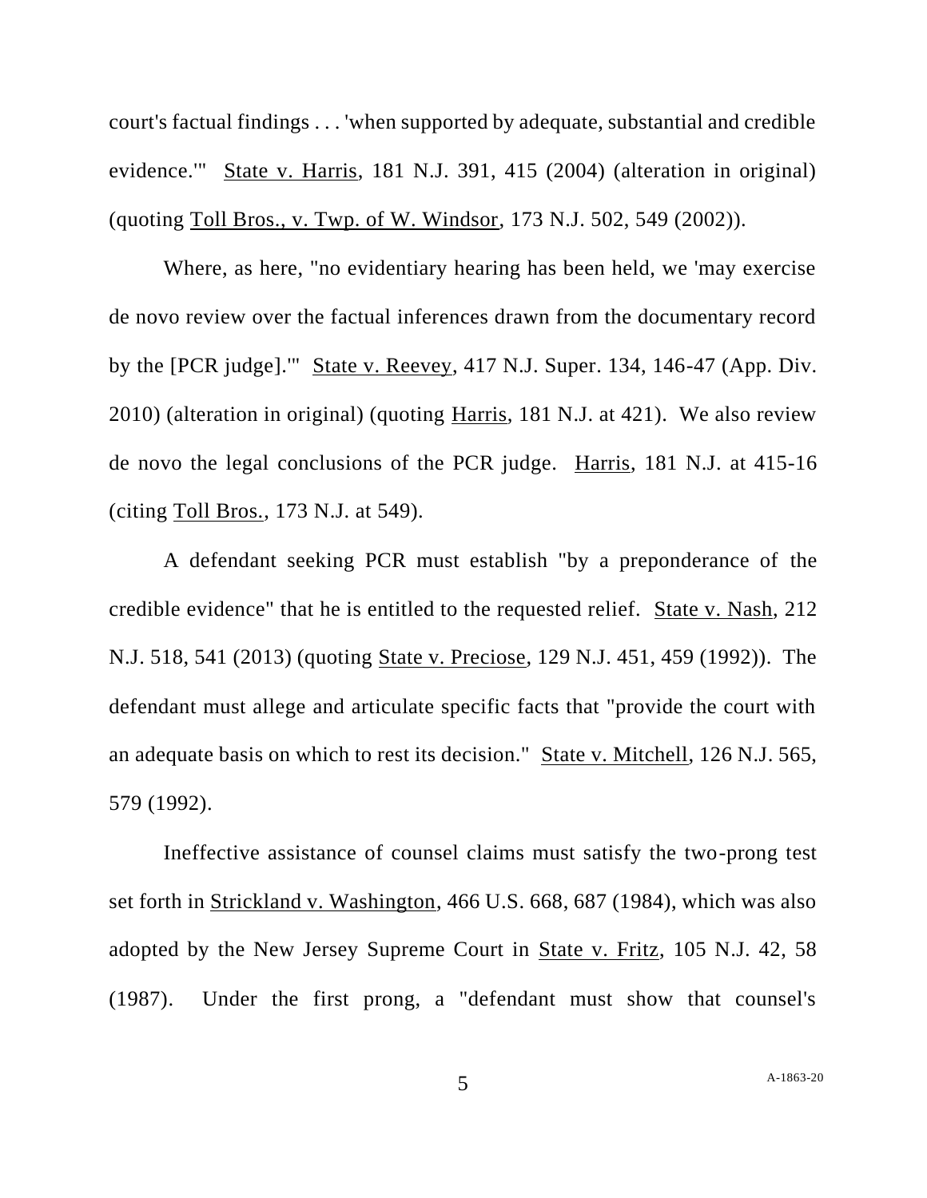court's factual findings . . . 'when supported by adequate, substantial and credible evidence.'" State v. Harris, 181 N.J. 391, 415 (2004) (alteration in original) (quoting Toll Bros., v. Twp. of W. Windsor, 173 N.J. 502, 549 (2002)).

Where, as here, "no evidentiary hearing has been held, we 'may exercise de novo review over the factual inferences drawn from the documentary record by the [PCR judge].'" State v. Reevey, 417 N.J. Super. 134, 146-47 (App. Div. 2010) (alteration in original) (quoting Harris, 181 N.J. at 421). We also review de novo the legal conclusions of the PCR judge. Harris, 181 N.J. at 415-16 (citing Toll Bros., 173 N.J. at 549).

A defendant seeking PCR must establish "by a preponderance of the credible evidence" that he is entitled to the requested relief. State v. Nash, 212 N.J. 518, 541 (2013) (quoting State v. Preciose, 129 N.J. 451, 459 (1992)). The defendant must allege and articulate specific facts that "provide the court with an adequate basis on which to rest its decision." State v. Mitchell, 126 N.J. 565, 579 (1992).

Ineffective assistance of counsel claims must satisfy the two-prong test set forth in Strickland v. Washington, 466 U.S. 668, 687 (1984), which was also adopted by the New Jersey Supreme Court in State v. Fritz, 105 N.J. 42, 58 (1987). Under the first prong, a "defendant must show that counsel's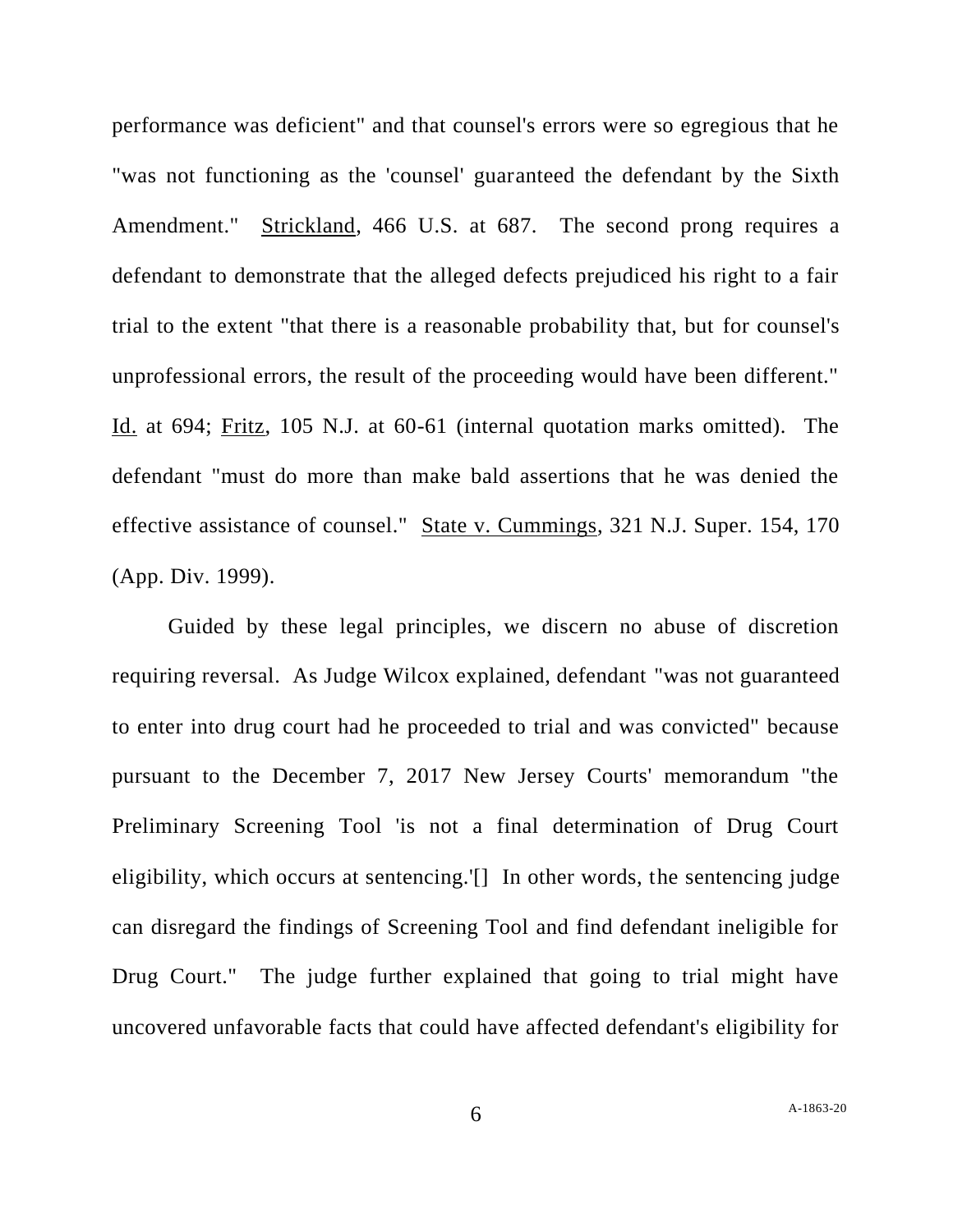performance was deficient" and that counsel's errors were so egregious that he "was not functioning as the 'counsel' guaranteed the defendant by the Sixth Amendment." Strickland, 466 U.S. at 687. The second prong requires a defendant to demonstrate that the alleged defects prejudiced his right to a fair trial to the extent "that there is a reasonable probability that, but for counsel's unprofessional errors, the result of the proceeding would have been different." Id. at 694; Fritz, 105 N.J. at 60-61 (internal quotation marks omitted). The defendant "must do more than make bald assertions that he was denied the effective assistance of counsel." State v. Cummings, 321 N.J. Super. 154, 170 (App. Div. 1999).

Guided by these legal principles, we discern no abuse of discretion requiring reversal. As Judge Wilcox explained, defendant "was not guaranteed to enter into drug court had he proceeded to trial and was convicted" because pursuant to the December 7, 2017 New Jersey Courts' memorandum "the Preliminary Screening Tool 'is not a final determination of Drug Court eligibility, which occurs at sentencing.'[] In other words, the sentencing judge can disregard the findings of Screening Tool and find defendant ineligible for Drug Court." The judge further explained that going to trial might have uncovered unfavorable facts that could have affected defendant's eligibility for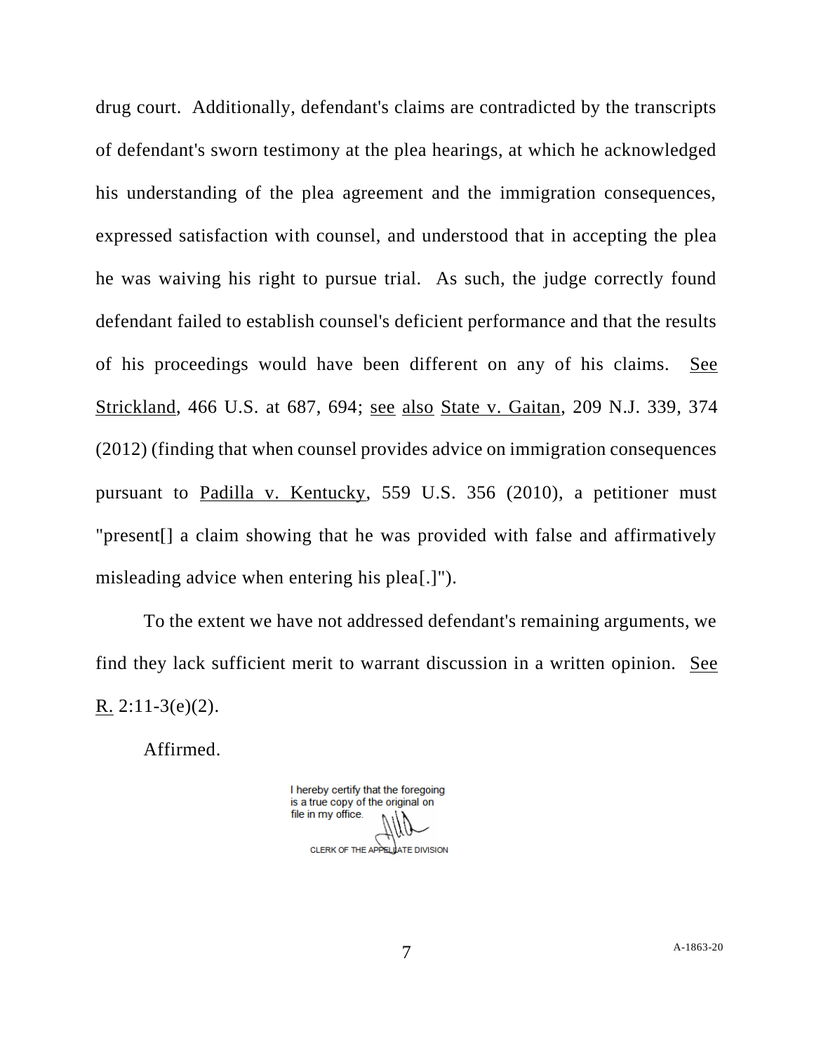drug court. Additionally, defendant's claims are contradicted by the transcripts of defendant's sworn testimony at the plea hearings, at which he acknowledged his understanding of the plea agreement and the immigration consequences, expressed satisfaction with counsel, and understood that in accepting the plea he was waiving his right to pursue trial. As such, the judge correctly found defendant failed to establish counsel's deficient performance and that the results of his proceedings would have been different on any of his claims. See Strickland, 466 U.S. at 687, 694; see also State v. Gaitan, 209 N.J. 339, 374 (2012) (finding that when counsel provides advice on immigration consequences pursuant to Padilla v. Kentucky, 559 U.S. 356 (2010), a petitioner must "present[] a claim showing that he was provided with false and affirmatively misleading advice when entering his plea[.]").

To the extent we have not addressed defendant's remaining arguments, we find they lack sufficient merit to warrant discussion in a written opinion. See R. 2:11-3(e)(2).

Affirmed.

I hereby certify that the foregoing is a true copy of the original on file in my office.

CLERK OF THE APPELLATE DIVISION